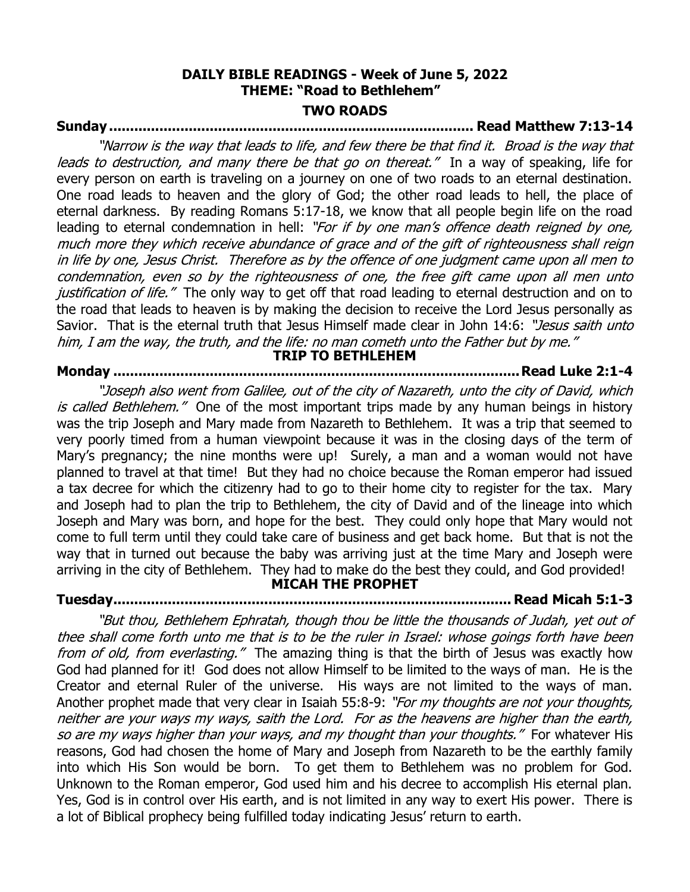**DAILY BIBLE READINGS - Week of June 5, 2022**
**THEME: "Road to Bethlehem"**

**TWO ROADS**

**Sunday ...................................................................................... Read Matthew 7:13-14**

*"Narrow is the way that leads to life, and few there be that find it. Broad is the way that leads to destruction, and many there be that go on thereat."* In a way of speaking, life for every person on earth is traveling on a journey on one of two roads to an eternal destination. One road leads to heaven and the glory of God; the other road leads to hell, the place of eternal darkness. By reading Romans 5:17-18, we know that all people begin life on the road leading to eternal condemnation in hell: *"For if by one man's offence death reigned by one, much more they which receive abundance of grace and of the gift of righteousness shall reign in life by one, Jesus Christ. Therefore as by the offence of one judgment came upon all men to condemnation, even so by the righteousness of one, the free gift came upon all men unto justification of life."* The only way to get off that road leading to eternal destruction and on to the road that leads to heaven is by making the decision to receive the Lord Jesus personally as Savior. That is the eternal truth that Jesus Himself made clear in John 14:6: *"Jesus saith unto him, I am the way, the truth, and the life: no man cometh unto the Father but by me."*

**TRIP TO BETHLEHEM**

**Monday .................................................................................................. Read Luke 2:1-4**

*"Joseph also went from Galilee, out of the city of Nazareth, unto the city of David, which is called Bethlehem."* One of the most important trips made by any human beings in history was the trip Joseph and Mary made from Nazareth to Bethlehem. It was a trip that seemed to very poorly timed from a human viewpoint because it was in the closing days of the term of Mary's pregnancy; the nine months were up! Surely, a man and a woman would not have planned to travel at that time! But they had no choice because the Roman emperor had issued a tax decree for which the citizenry had to go to their home city to register for the tax. Mary and Joseph had to plan the trip to Bethlehem, the city of David and of the lineage into which Joseph and Mary was born, and hope for the best. They could only hope that Mary would not come to full term until they could take care of business and get back home. But that is not the way that in turned out because the baby was arriving just at the time Mary and Joseph were arriving in the city of Bethlehem. They had to make do the best they could, and God provided!

**MICAH THE PROPHET**

**Tuesday.................................................................................................. Read Micah 5:1-3**

*"But thou, Bethlehem Ephratah, though thou be little the thousands of Judah, yet out of thee shall come forth unto me that is to be the ruler in Israel: whose goings forth have been from of old, from everlasting."* The amazing thing is that the birth of Jesus was exactly how God had planned for it! God does not allow Himself to be limited to the ways of man. He is the Creator and eternal Ruler of the universe. His ways are not limited to the ways of man. Another prophet made that very clear in Isaiah 55:8-9: *"For my thoughts are not your thoughts, neither are your ways my ways, saith the Lord. For as the heavens are higher than the earth, so are my ways higher than your ways, and my thought than your thoughts."* For whatever His reasons, God had chosen the home of Mary and Joseph from Nazareth to be the earthly family into which His Son would be born. To get them to Bethlehem was no problem for God. Unknown to the Roman emperor, God used him and his decree to accomplish His eternal plan. Yes, God is in control over His earth, and is not limited in any way to exert His power. There is a lot of Biblical prophecy being fulfilled today indicating Jesus' return to earth.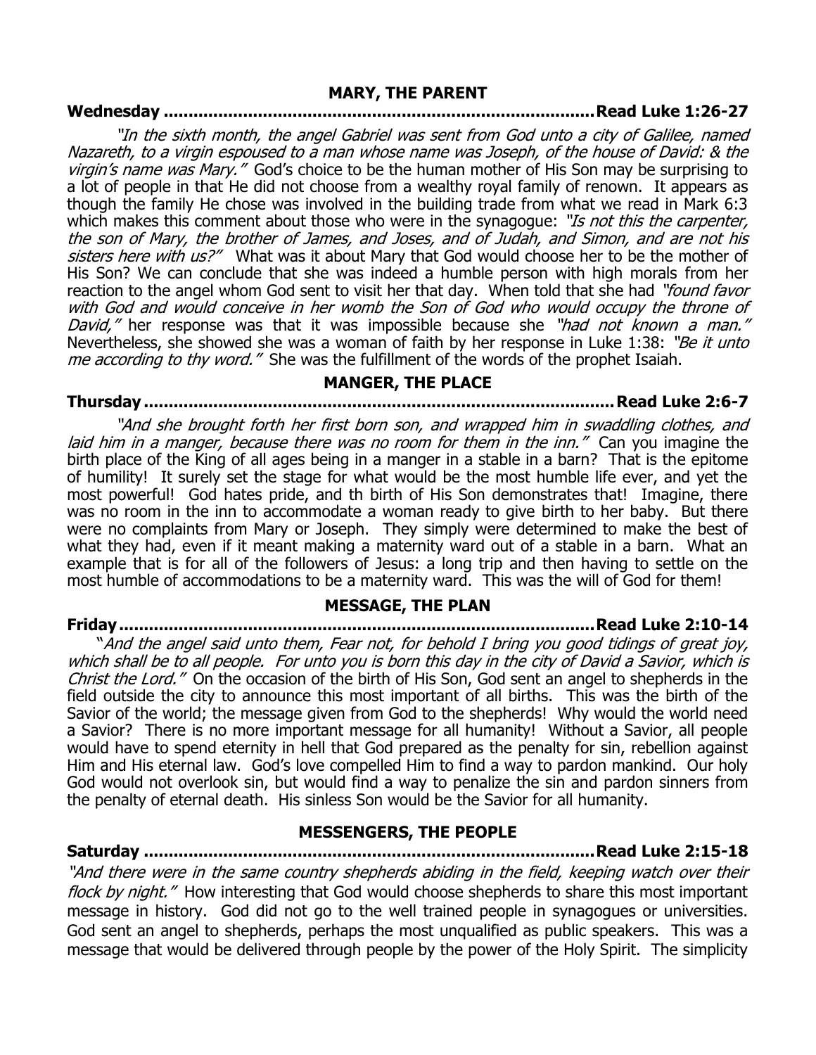## MARY, THE PARENT

**Wednesday ........................................................................................Read Luke 1:26-27**

*"In the sixth month, the angel Gabriel was sent from God unto a city of Galilee, named Nazareth, to a virgin espoused to a man whose name was Joseph, of the house of David: & the virgin's name was Mary."* God's choice to be the human mother of His Son may be surprising to a lot of people in that He did not choose from a wealthy royal family of renown. It appears as though the family He chose was involved in the building trade from what we read in Mark 6:3 which makes this comment about those who were in the synagogue: *"Is not this the carpenter, the son of Mary, the brother of James, and Joses, and of Judah, and Simon, and are not his sisters here with us?"* What was it about Mary that God would choose her to be the mother of His Son? We can conclude that she was indeed a humble person with high morals from her reaction to the angel whom God sent to visit her that day. When told that she had *"found favor with God and would conceive in her womb the Son of God who would occupy the throne of David,"* her response was that it was impossible because she *"had not known a man."* Nevertheless, she showed she was a woman of faith by her response in Luke 1:38: *"Be it unto me according to thy word."* She was the fulfillment of the words of the prophet Isaiah.

## MANGER, THE PLACE

**Thursday ...............................................................................................Read Luke 2:6-7**

*"And she brought forth her first born son, and wrapped him in swaddling clothes, and laid him in a manger, because there was no room for them in the inn."* Can you imagine the birth place of the King of all ages being in a manger in a stable in a barn? That is the epitome of humility! It surely set the stage for what would be the most humble life ever, and yet the most powerful! God hates pride, and th birth of His Son demonstrates that! Imagine, there was no room in the inn to accommodate a woman ready to give birth to her baby. But there were no complaints from Mary or Joseph. They simply were determined to make the best of what they had, even if it meant making a maternity ward out of a stable in a barn. What an example that is for all of the followers of Jesus: a long trip and then having to settle on the most humble of accommodations to be a maternity ward. This was the will of God for them!

## MESSAGE, THE PLAN

**Friday...................................................................................................Read Luke 2:10-14**

*"And the angel said unto them, Fear not, for behold I bring you good tidings of great joy, which shall be to all people. For unto you is born this day in the city of David a Savior, which is Christ the Lord."* On the occasion of the birth of His Son, God sent an angel to shepherds in the field outside the city to announce this most important of all births. This was the birth of the Savior of the world; the message given from God to the shepherds! Why would the world need a Savior? There is no more important message for all humanity! Without a Savior, all people would have to spend eternity in hell that God prepared as the penalty for sin, rebellion against Him and His eternal law. God's love compelled Him to find a way to pardon mankind. Our holy God would not overlook sin, but would find a way to penalize the sin and pardon sinners from the penalty of eternal death. His sinless Son would be the Savior for all humanity.

## MESSENGERS, THE PEOPLE

**Saturday ..............................................................................................Read Luke 2:15-18**

*"And there were in the same country shepherds abiding in the field, keeping watch over their flock by night."* How interesting that God would choose shepherds to share this most important message in history. God did not go to the well trained people in synagogues or universities. God sent an angel to shepherds, perhaps the most unqualified as public speakers. This was a message that would be delivered through people by the power of the Holy Spirit. The simplicity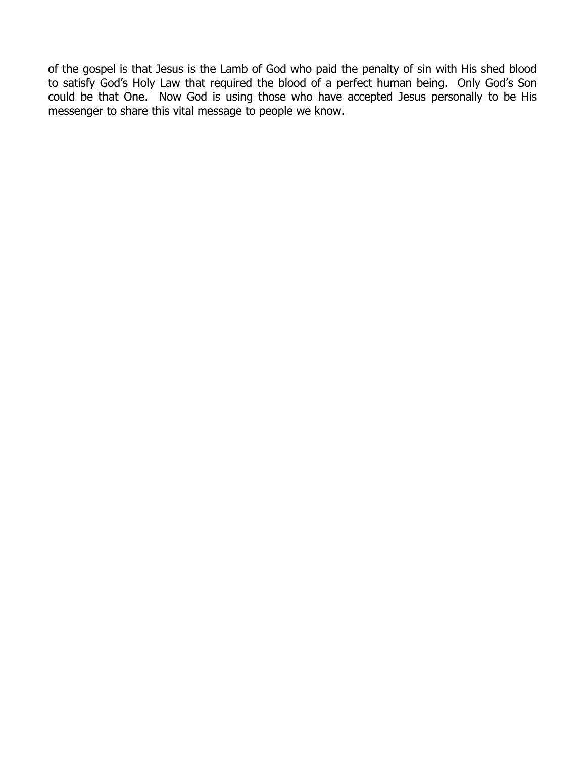of the gospel is that Jesus is the Lamb of God who paid the penalty of sin with His shed blood to satisfy God's Holy Law that required the blood of a perfect human being. Only God's Son could be that One. Now God is using those who have accepted Jesus personally to be His messenger to share this vital message to people we know.